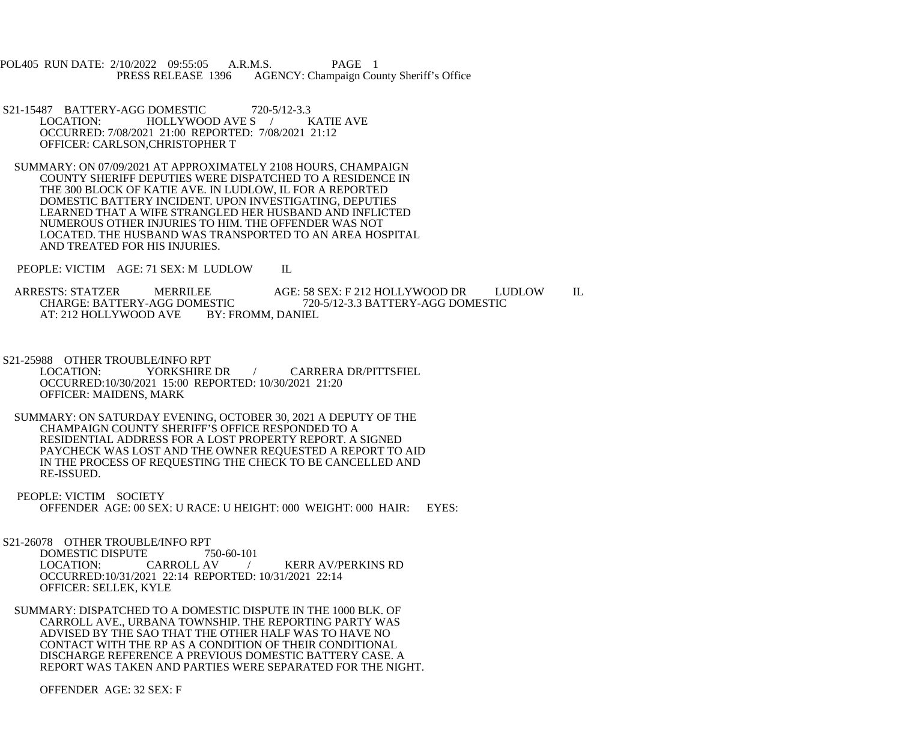POL405 RUN DATE: 2/10/2022 09:55:05 A.R.M.S. PAGE 1
PRESS RELEASE 1396 AGENCY: Champaign County Sheriff's Office

S21-15487 BATTERY-AGG DOMESTIC 720-5/12-3.3
LOCATION: HOLLYWOOD AVE S / KATIE AVE
OCCURRED: 7/08/2021 21:00 REPORTED: 7/08/2021 21:12
OFFICER: CARLSON,CHRISTOPHER T

SUMMARY: ON 07/09/2021 AT APPROXIMATELY 2108 HOURS, CHAMPAIGN COUNTY SHERIFF DEPUTIES WERE DISPATCHED TO A RESIDENCE IN THE 300 BLOCK OF KATIE AVE. IN LUDLOW, IL FOR A REPORTED DOMESTIC BATTERY INCIDENT. UPON INVESTIGATING, DEPUTIES LEARNED THAT A WIFE STRANGLED HER HUSBAND AND INFLICTED NUMEROUS OTHER INJURIES TO HIM. THE OFFENDER WAS NOT LOCATED. THE HUSBAND WAS TRANSPORTED TO AN AREA HOSPITAL AND TREATED FOR HIS INJURIES.

PEOPLE: VICTIM AGE: 71 SEX: M LUDLOW IL

ARRESTS: STATZER MERRILEE AGE: 58 SEX: F 212 HOLLYWOOD DR LUDLOW IL
CHARGE: BATTERY-AGG DOMESTIC 720-5/12-3.3 BATTERY-AGG DOMESTIC
AT: 212 HOLLYWOOD AVE BY: FROMM, DANIEL

S21-25988 OTHER TROUBLE/INFO RPT
LOCATION: YORKSHIRE DR / CARRERA DR/PITTSFIEL
OCCURRED:10/30/2021 15:00 REPORTED: 10/30/2021 21:20
OFFICER: MAIDENS, MARK

SUMMARY: ON SATURDAY EVENING, OCTOBER 30, 2021 A DEPUTY OF THE CHAMPAIGN COUNTY SHERIFF'S OFFICE RESPONDED TO A RESIDENTIAL ADDRESS FOR A LOST PROPERTY REPORT. A SIGNED PAYCHECK WAS LOST AND THE OWNER REQUESTED A REPORT TO AID IN THE PROCESS OF REQUESTING THE CHECK TO BE CANCELLED AND RE-ISSUED.

PEOPLE: VICTIM SOCIETY
OFFENDER AGE: 00 SEX: U RACE: U HEIGHT: 000 WEIGHT: 000 HAIR: EYES:

S21-26078 OTHER TROUBLE/INFO RPT
DOMESTIC DISPUTE 750-60-101
LOCATION: CARROLL AV / KERR AV/PERKINS RD
OCCURRED:10/31/2021 22:14 REPORTED: 10/31/2021 22:14
OFFICER: SELLEK, KYLE

SUMMARY: DISPATCHED TO A DOMESTIC DISPUTE IN THE 1000 BLK. OF CARROLL AVE., URBANA TOWNSHIP. THE REPORTING PARTY WAS ADVISED BY THE SAO THAT THE OTHER HALF WAS TO HAVE NO CONTACT WITH THE RP AS A CONDITION OF THEIR CONDITIONAL DISCHARGE REFERENCE A PREVIOUS DOMESTIC BATTERY CASE. A REPORT WAS TAKEN AND PARTIES WERE SEPARATED FOR THE NIGHT.

OFFENDER AGE: 32 SEX: F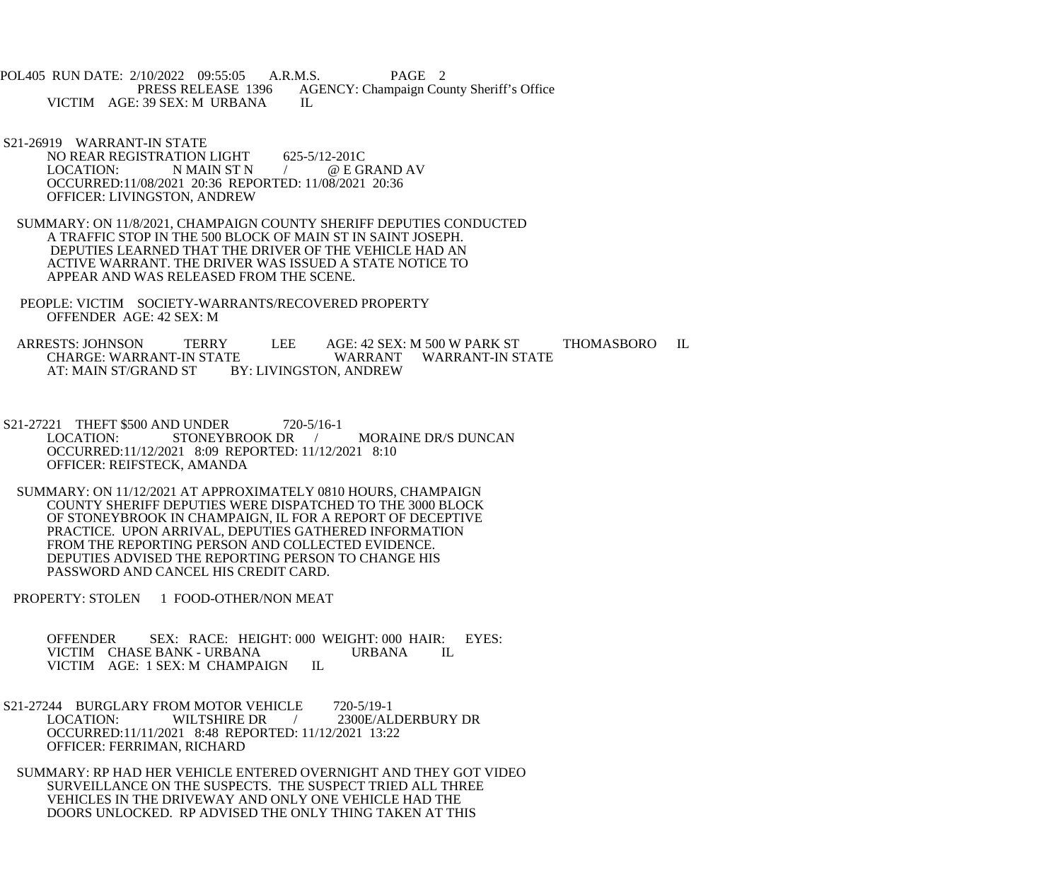POL405 RUN DATE: 2/10/2022 09:55:05 A.R.M.S. PAGE 2
PRESS RELEASE 1396 AGENCY: Champaign County Sheriff's Office
VICTIM AGE: 39 SEX: M URBANA IL

S21-26919 WARRANT-IN STATE
NO REAR REGISTRATION LIGHT 625-5/12-201C
LOCATION: N MAIN ST N / @ E GRAND AV
OCCURRED:11/08/2021 20:36 REPORTED: 11/08/2021 20:36
OFFICER: LIVINGSTON, ANDREW

SUMMARY: ON 11/8/2021, CHAMPAIGN COUNTY SHERIFF DEPUTIES CONDUCTED A TRAFFIC STOP IN THE 500 BLOCK OF MAIN ST IN SAINT JOSEPH. DEPUTIES LEARNED THAT THE DRIVER OF THE VEHICLE HAD AN ACTIVE WARRANT. THE DRIVER WAS ISSUED A STATE NOTICE TO APPEAR AND WAS RELEASED FROM THE SCENE.

PEOPLE: VICTIM SOCIETY-WARRANTS/RECOVERED PROPERTY
OFFENDER AGE: 42 SEX: M

ARRESTS: JOHNSON TERRY LEE AGE: 42 SEX: M 500 W PARK ST THOMASBORO IL
CHARGE: WARRANT-IN STATE WARRANT WARRANT-IN STATE
AT: MAIN ST/GRAND ST BY: LIVINGSTON, ANDREW

S21-27221 THEFT $500 AND UNDER 720-5/16-1
LOCATION: STONEYBROOK DR / MORAINE DR/S DUNCAN
OCCURRED:11/12/2021 8:09 REPORTED: 11/12/2021 8:10
OFFICER: REIFSTECK, AMANDA

SUMMARY: ON 11/12/2021 AT APPROXIMATELY 0810 HOURS, CHAMPAIGN COUNTY SHERIFF DEPUTIES WERE DISPATCHED TO THE 3000 BLOCK OF STONEYBROOK IN CHAMPAIGN, IL FOR A REPORT OF DECEPTIVE PRACTICE. UPON ARRIVAL, DEPUTIES GATHERED INFORMATION FROM THE REPORTING PERSON AND COLLECTED EVIDENCE. DEPUTIES ADVISED THE REPORTING PERSON TO CHANGE HIS PASSWORD AND CANCEL HIS CREDIT CARD.

PROPERTY: STOLEN 1 FOOD-OTHER/NON MEAT

OFFENDER SEX: RACE: HEIGHT: 000 WEIGHT: 000 HAIR: EYES:
VICTIM CHASE BANK - URBANA URBANA IL
VICTIM AGE: 1 SEX: M CHAMPAIGN IL

S21-27244 BURGLARY FROM MOTOR VEHICLE 720-5/19-1
LOCATION: WILTSHIRE DR / 2300E/ALDERBURY DR
OCCURRED:11/11/2021 8:48 REPORTED: 11/12/2021 13:22
OFFICER: FERRIMAN, RICHARD

SUMMARY: RP HAD HER VEHICLE ENTERED OVERNIGHT AND THEY GOT VIDEO SURVEILLANCE ON THE SUSPECTS. THE SUSPECT TRIED ALL THREE VEHICLES IN THE DRIVEWAY AND ONLY ONE VEHICLE HAD THE DOORS UNLOCKED. RP ADVISED THE ONLY THING TAKEN AT THIS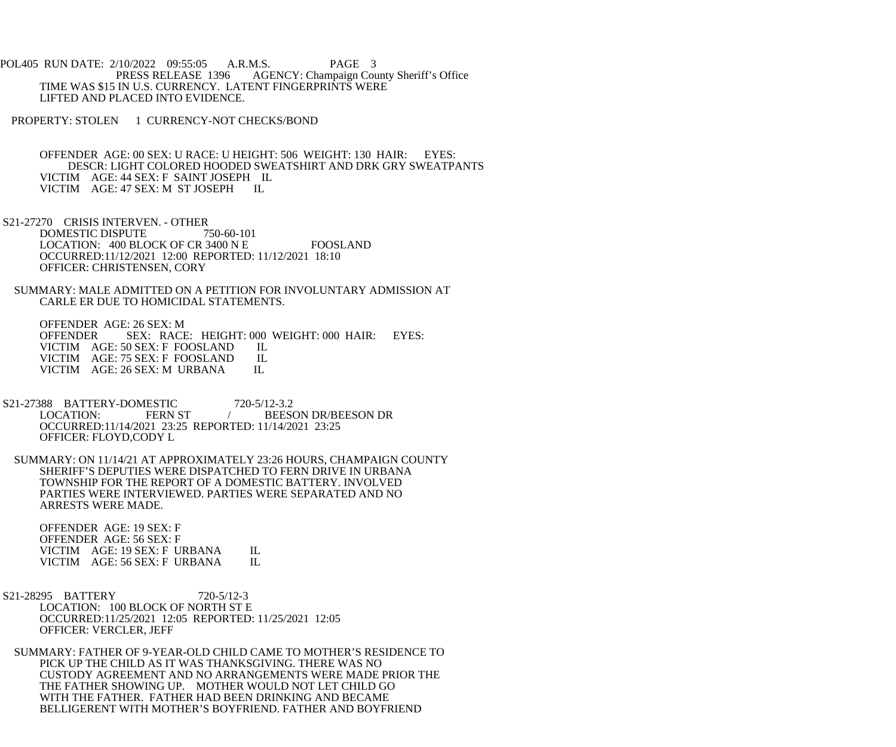TIME WAS $15 IN U.S. CURRENCY. LATENT FINGERPRINTS WERE LIFTED AND PLACED INTO EVIDENCE.

PROPERTY: STOLEN 1 CURRENCY-NOT CHECKS/BOND

OFFENDER AGE: 00 SEX: U RACE: U HEIGHT: 506 WEIGHT: 130 HAIR: EYES:
DESCR: LIGHT COLORED HOODED SWEATSHIRT AND DRK GRY SWEATPANTS
VICTIM AGE: 44 SEX: F SAINT JOSEPH IL
VICTIM AGE: 47 SEX: M ST JOSEPH IL

S21-27270 CRISIS INTERVEN. - OTHER
DOMESTIC DISPUTE 750-60-101
LOCATION: 400 BLOCK OF CR 3400 N E FOOSLAND
OCCURRED:11/12/2021 12:00 REPORTED: 11/12/2021 18:10
OFFICER: CHRISTENSEN, CORY

SUMMARY: MALE ADMITTED ON A PETITION FOR INVOLUNTARY ADMISSION AT CARLE ER DUE TO HOMICIDAL STATEMENTS.

OFFENDER AGE: 26 SEX: M
OFFENDER SEX: RACE: HEIGHT: 000 WEIGHT: 000 HAIR: EYES:
VICTIM AGE: 50 SEX: F FOOSLAND IL
VICTIM AGE: 75 SEX: F FOOSLAND IL
VICTIM AGE: 26 SEX: M URBANA IL

S21-27388 BATTERY-DOMESTIC 720-5/12-3.2
LOCATION: FERN ST / BEESON DR/BEESON DR
OCCURRED:11/14/2021 23:25 REPORTED: 11/14/2021 23:25
OFFICER: FLOYD,CODY L

SUMMARY: ON 11/14/21 AT APPROXIMATELY 23:26 HOURS, CHAMPAIGN COUNTY SHERIFF'S DEPUTIES WERE DISPATCHED TO FERN DRIVE IN URBANA TOWNSHIP FOR THE REPORT OF A DOMESTIC BATTERY. INVOLVED PARTIES WERE INTERVIEWED. PARTIES WERE SEPARATED AND NO ARRESTS WERE MADE.

OFFENDER AGE: 19 SEX: F
OFFENDER AGE: 56 SEX: F
VICTIM AGE: 19 SEX: F URBANA IL
VICTIM AGE: 56 SEX: F URBANA IL

S21-28295 BATTERY 720-5/12-3
LOCATION: 100 BLOCK OF NORTH ST E
OCCURRED:11/25/2021 12:05 REPORTED: 11/25/2021 12:05
OFFICER: VERCLER, JEFF

SUMMARY: FATHER OF 9-YEAR-OLD CHILD CAME TO MOTHER'S RESIDENCE TO PICK UP THE CHILD AS IT WAS THANKSGIVING. THERE WAS NO CUSTODY AGREEMENT AND NO ARRANGEMENTS WERE MADE PRIOR THE THE FATHER SHOWING UP. MOTHER WOULD NOT LET CHILD GO WITH THE FATHER. FATHER HAD BEEN DRINKING AND BECAME BELLIGERENT WITH MOTHER'S BOYFRIEND. FATHER AND BOYFRIEND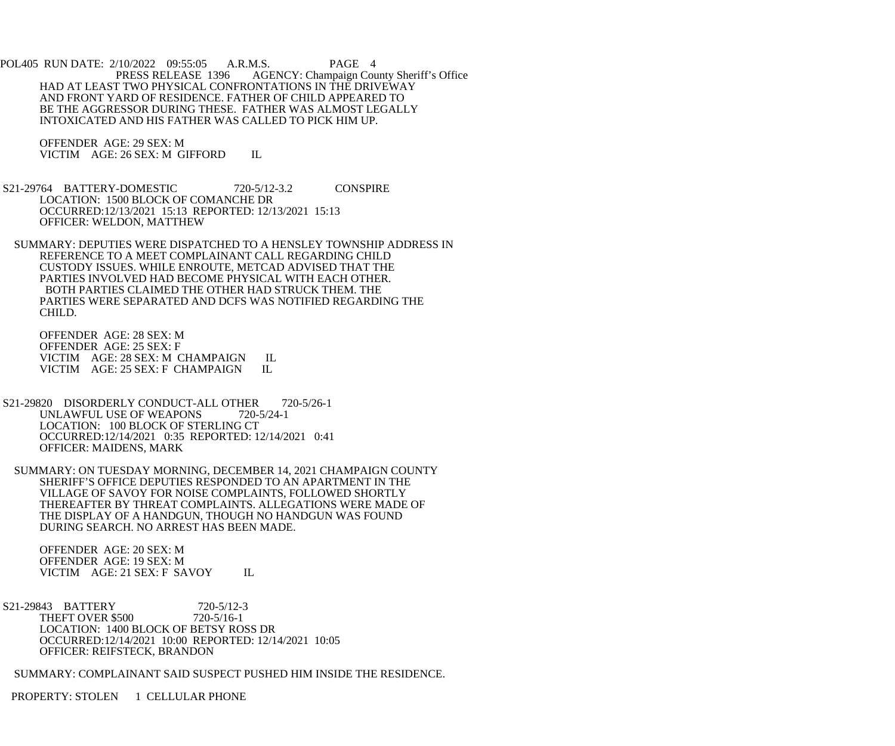HAD AT LEAST TWO PHYSICAL CONFRONTATIONS IN THE DRIVEWAY AND FRONT YARD OF RESIDENCE. FATHER OF CHILD APPEARED TO BE THE AGGRESSOR DURING THESE. FATHER WAS ALMOST LEGALLY INTOXICATED AND HIS FATHER WAS CALLED TO PICK HIM UP.

OFFENDER AGE: 29 SEX: M
VICTIM AGE: 26 SEX: M GIFFORD IL

S21-29764 BATTERY-DOMESTIC 720-5/12-3.2 CONSPIRE
LOCATION: 1500 BLOCK OF COMANCHE DR
OCCURRED:12/13/2021 15:13 REPORTED: 12/13/2021 15:13
OFFICER: WELDON, MATTHEW

SUMMARY: DEPUTIES WERE DISPATCHED TO A HENSLEY TOWNSHIP ADDRESS IN REFERENCE TO A MEET COMPLAINANT CALL REGARDING CHILD CUSTODY ISSUES. WHILE ENROUTE, METCAD ADVISED THAT THE PARTIES INVOLVED HAD BECOME PHYSICAL WITH EACH OTHER. BOTH PARTIES CLAIMED THE OTHER HAD STRUCK THEM. THE PARTIES WERE SEPARATED AND DCFS WAS NOTIFIED REGARDING THE CHILD.

OFFENDER AGE: 28 SEX: M
OFFENDER AGE: 25 SEX: F
VICTIM AGE: 28 SEX: M CHAMPAIGN IL
VICTIM AGE: 25 SEX: F CHAMPAIGN IL

S21-29820 DISORDERLY CONDUCT-ALL OTHER 720-5/26-1
UNLAWFUL USE OF WEAPONS 720-5/24-1
LOCATION: 100 BLOCK OF STERLING CT
OCCURRED:12/14/2021 0:35 REPORTED: 12/14/2021 0:41
OFFICER: MAIDENS, MARK

SUMMARY: ON TUESDAY MORNING, DECEMBER 14, 2021 CHAMPAIGN COUNTY SHERIFF'S OFFICE DEPUTIES RESPONDED TO AN APARTMENT IN THE VILLAGE OF SAVOY FOR NOISE COMPLAINTS, FOLLOWED SHORTLY THEREAFTER BY THREAT COMPLAINTS. ALLEGATIONS WERE MADE OF THE DISPLAY OF A HANDGUN, THOUGH NO HANDGUN WAS FOUND DURING SEARCH. NO ARREST HAS BEEN MADE.

OFFENDER AGE: 20 SEX: M
OFFENDER AGE: 19 SEX: M
VICTIM AGE: 21 SEX: F SAVOY IL

S21-29843 BATTERY 720-5/12-3
THEFT OVER $500 720-5/16-1
LOCATION: 1400 BLOCK OF BETSY ROSS DR
OCCURRED:12/14/2021 10:00 REPORTED: 12/14/2021 10:05
OFFICER: REIFSTECK, BRANDON

SUMMARY: COMPLAINANT SAID SUSPECT PUSHED HIM INSIDE THE RESIDENCE.

PROPERTY: STOLEN 1 CELLULAR PHONE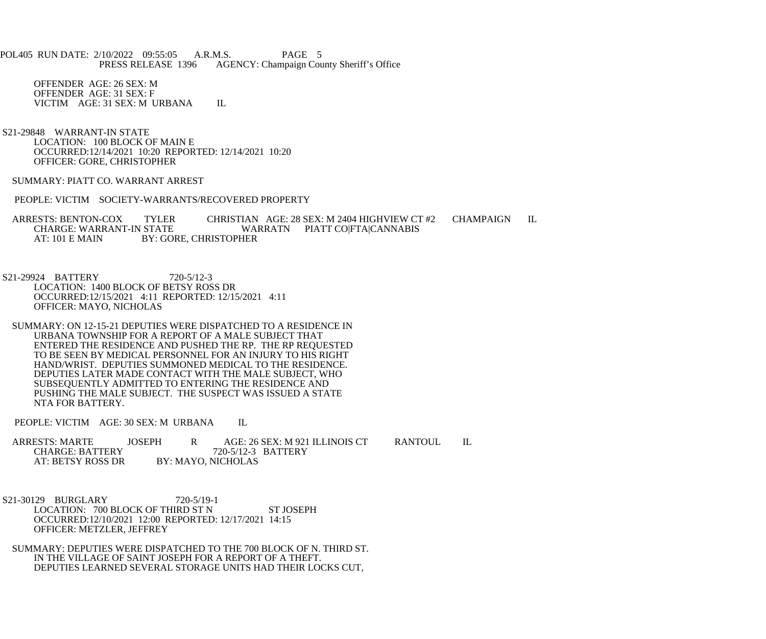OFFENDER AGE: 26 SEX: M
OFFENDER AGE: 31 SEX: F
VICTIM AGE: 31 SEX: M URBANA IL

S21-29848 WARRANT-IN STATE
LOCATION: 100 BLOCK OF MAIN E
OCCURRED:12/14/2021 10:20 REPORTED: 12/14/2021 10:20
OFFICER: GORE, CHRISTOPHER

SUMMARY: PIATT CO. WARRANT ARREST

PEOPLE: VICTIM SOCIETY-WARRANTS/RECOVERED PROPERTY

ARRESTS: BENTON-COX TYLER CHRISTIAN AGE: 28 SEX: M 2404 HIGHVIEW CT #2 CHAMPAIGN IL
CHARGE: WARRANT-IN STATE WARRATN PIATT CO|FTA|CANNABIS
AT: 101 E MAIN BY: GORE, CHRISTOPHER

S21-29924 BATTERY 720-5/12-3
LOCATION: 1400 BLOCK OF BETSY ROSS DR
OCCURRED:12/15/2021 4:11 REPORTED: 12/15/2021 4:11
OFFICER: MAYO, NICHOLAS

SUMMARY: ON 12-15-21 DEPUTIES WERE DISPATCHED TO A RESIDENCE IN URBANA TOWNSHIP FOR A REPORT OF A MALE SUBJECT THAT ENTERED THE RESIDENCE AND PUSHED THE RP. THE RP REQUESTED TO BE SEEN BY MEDICAL PERSONNEL FOR AN INJURY TO HIS RIGHT HAND/WRIST. DEPUTIES SUMMONED MEDICAL TO THE RESIDENCE. DEPUTIES LATER MADE CONTACT WITH THE MALE SUBJECT, WHO SUBSEQUENTLY ADMITTED TO ENTERING THE RESIDENCE AND PUSHING THE MALE SUBJECT. THE SUSPECT WAS ISSUED A STATE NTA FOR BATTERY.

PEOPLE: VICTIM AGE: 30 SEX: M URBANA IL

ARRESTS: MARTE JOSEPH R AGE: 26 SEX: M 921 ILLINOIS CT RANTOUL IL
CHARGE: BATTERY 720-5/12-3 BATTERY
AT: BETSY ROSS DR BY: MAYO, NICHOLAS

S21-30129 BURGLARY 720-5/19-1
LOCATION: 700 BLOCK OF THIRD ST N ST JOSEPH
OCCURRED:12/10/2021 12:00 REPORTED: 12/17/2021 14:15
OFFICER: METZLER, JEFFREY

SUMMARY: DEPUTIES WERE DISPATCHED TO THE 700 BLOCK OF N. THIRD ST. IN THE VILLAGE OF SAINT JOSEPH FOR A REPORT OF A THEFT. DEPUTIES LEARNED SEVERAL STORAGE UNITS HAD THEIR LOCKS CUT,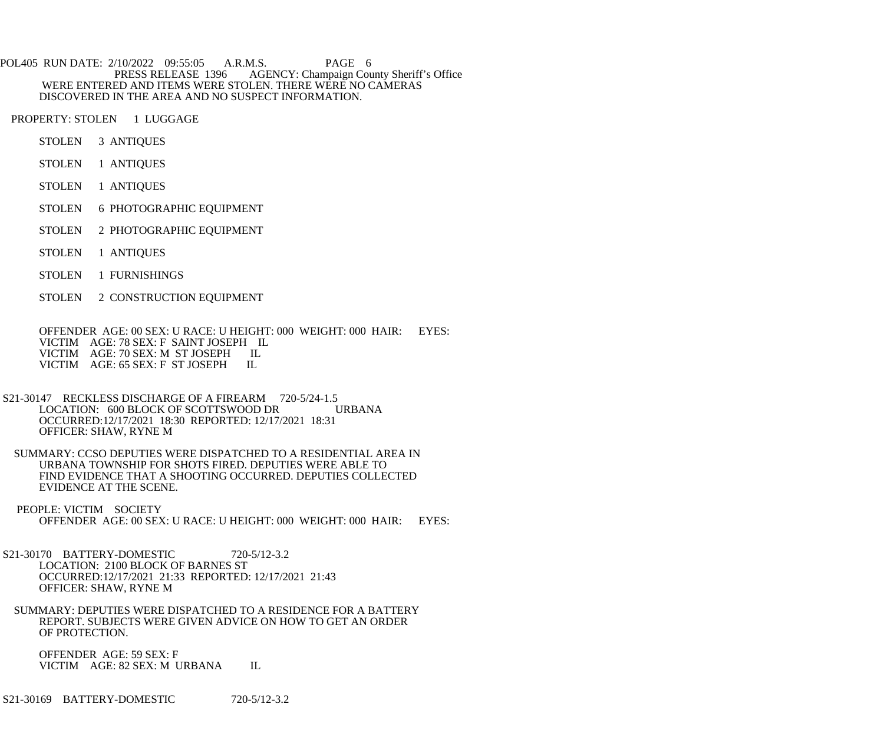WERE ENTERED AND ITEMS WERE STOLEN. THERE WERE NO CAMERAS DISCOVERED IN THE AREA AND NO SUSPECT INFORMATION.

PROPERTY: STOLEN 1 LUGGAGE

STOLEN 3 ANTIQUES

STOLEN 1 ANTIQUES

STOLEN 1 ANTIQUES

STOLEN 6 PHOTOGRAPHIC EQUIPMENT

STOLEN 2 PHOTOGRAPHIC EQUIPMENT

STOLEN 1 ANTIQUES

STOLEN 1 FURNISHINGS

STOLEN 2 CONSTRUCTION EQUIPMENT

OFFENDER AGE: 00 SEX: U RACE: U HEIGHT: 000 WEIGHT: 000 HAIR: EYES:
VICTIM AGE: 78 SEX: F SAINT JOSEPH IL
VICTIM AGE: 70 SEX: M ST JOSEPH IL
VICTIM AGE: 65 SEX: F ST JOSEPH IL

S21-30147 RECKLESS DISCHARGE OF A FIREARM 720-5/24-1.5
LOCATION: 600 BLOCK OF SCOTTSWOOD DR URBANA
OCCURRED:12/17/2021 18:30 REPORTED: 12/17/2021 18:31
OFFICER: SHAW, RYNE M

SUMMARY: CCSO DEPUTIES WERE DISPATCHED TO A RESIDENTIAL AREA IN URBANA TOWNSHIP FOR SHOTS FIRED. DEPUTIES WERE ABLE TO FIND EVIDENCE THAT A SHOOTING OCCURRED. DEPUTIES COLLECTED EVIDENCE AT THE SCENE.

PEOPLE: VICTIM SOCIETY
OFFENDER AGE: 00 SEX: U RACE: U HEIGHT: 000 WEIGHT: 000 HAIR: EYES:

S21-30170 BATTERY-DOMESTIC 720-5/12-3.2
LOCATION: 2100 BLOCK OF BARNES ST
OCCURRED:12/17/2021 21:33 REPORTED: 12/17/2021 21:43
OFFICER: SHAW, RYNE M

SUMMARY: DEPUTIES WERE DISPATCHED TO A RESIDENCE FOR A BATTERY REPORT. SUBJECTS WERE GIVEN ADVICE ON HOW TO GET AN ORDER OF PROTECTION.

OFFENDER AGE: 59 SEX: F
VICTIM AGE: 82 SEX: M URBANA IL

S21-30169 BATTERY-DOMESTIC 720-5/12-3.2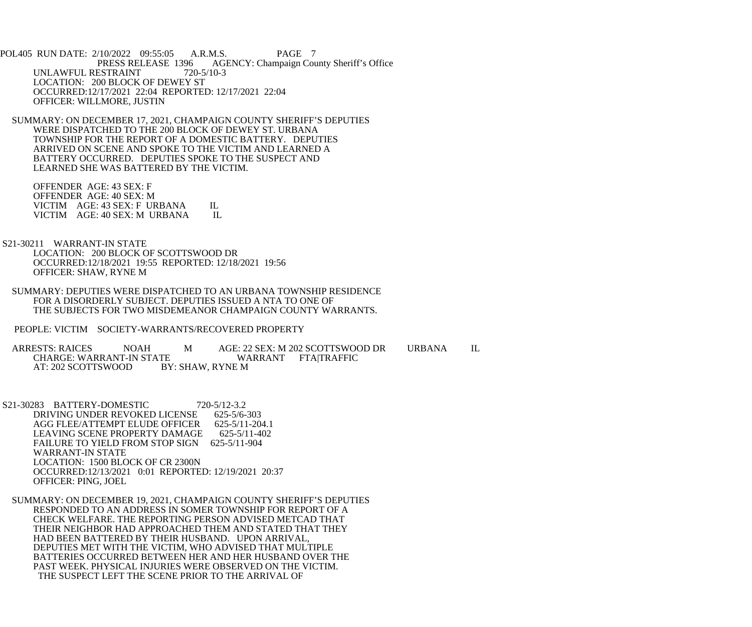UNLAWFUL RESTRAINT 720-5/10-3
LOCATION: 200 BLOCK OF DEWEY ST
OCCURRED:12/17/2021 22:04 REPORTED: 12/17/2021 22:04
OFFICER: WILLMORE, JUSTIN

SUMMARY: ON DECEMBER 17, 2021, CHAMPAIGN COUNTY SHERIFF'S DEPUTIES WERE DISPATCHED TO THE 200 BLOCK OF DEWEY ST. URBANA TOWNSHIP FOR THE REPORT OF A DOMESTIC BATTERY. DEPUTIES ARRIVED ON SCENE AND SPOKE TO THE VICTIM AND LEARNED A BATTERY OCCURRED. DEPUTIES SPOKE TO THE SUSPECT AND LEARNED SHE WAS BATTERED BY THE VICTIM.

OFFENDER AGE: 43 SEX: F
OFFENDER AGE: 40 SEX: M
VICTIM AGE: 43 SEX: F URBANA IL
VICTIM AGE: 40 SEX: M URBANA IL

S21-30211 WARRANT-IN STATE
LOCATION: 200 BLOCK OF SCOTTSWOOD DR
OCCURRED:12/18/2021 19:55 REPORTED: 12/18/2021 19:56
OFFICER: SHAW, RYNE M

SUMMARY: DEPUTIES WERE DISPATCHED TO AN URBANA TOWNSHIP RESIDENCE FOR A DISORDERLY SUBJECT. DEPUTIES ISSUED A NTA TO ONE OF THE SUBJECTS FOR TWO MISDEMEANOR CHAMPAIGN COUNTY WARRANTS.

PEOPLE: VICTIM SOCIETY-WARRANTS/RECOVERED PROPERTY

ARRESTS: RAICES NOAH M AGE: 22 SEX: M 202 SCOTTSWOOD DR URBANA IL
CHARGE: WARRANT-IN STATE WARRANT FTA|TRAFFIC
AT: 202 SCOTTSWOOD BY: SHAW, RYNE M

S21-30283 BATTERY-DOMESTIC 720-5/12-3.2
DRIVING UNDER REVOKED LICENSE 625-5/6-303
AGG FLEE/ATTEMPT ELUDE OFFICER 625-5/11-204.1
LEAVING SCENE PROPERTY DAMAGE 625-5/11-402
FAILURE TO YIELD FROM STOP SIGN 625-5/11-904
WARRANT-IN STATE
LOCATION: 1500 BLOCK OF CR 2300N
OCCURRED:12/13/2021 0:01 REPORTED: 12/19/2021 20:37
OFFICER: PING, JOEL

SUMMARY: ON DECEMBER 19, 2021, CHAMPAIGN COUNTY SHERIFF'S DEPUTIES RESPONDED TO AN ADDRESS IN SOMER TOWNSHIP FOR REPORT OF A CHECK WELFARE. THE REPORTING PERSON ADVISED METCAD THAT THEIR NEIGHBOR HAD APPROACHED THEM AND STATED THAT THEY HAD BEEN BATTERED BY THEIR HUSBAND. UPON ARRIVAL, DEPUTIES MET WITH THE VICTIM, WHO ADVISED THAT MULTIPLE BATTERIES OCCURRED BETWEEN HER AND HER HUSBAND OVER THE PAST WEEK. PHYSICAL INJURIES WERE OBSERVED ON THE VICTIM. THE SUSPECT LEFT THE SCENE PRIOR TO THE ARRIVAL OF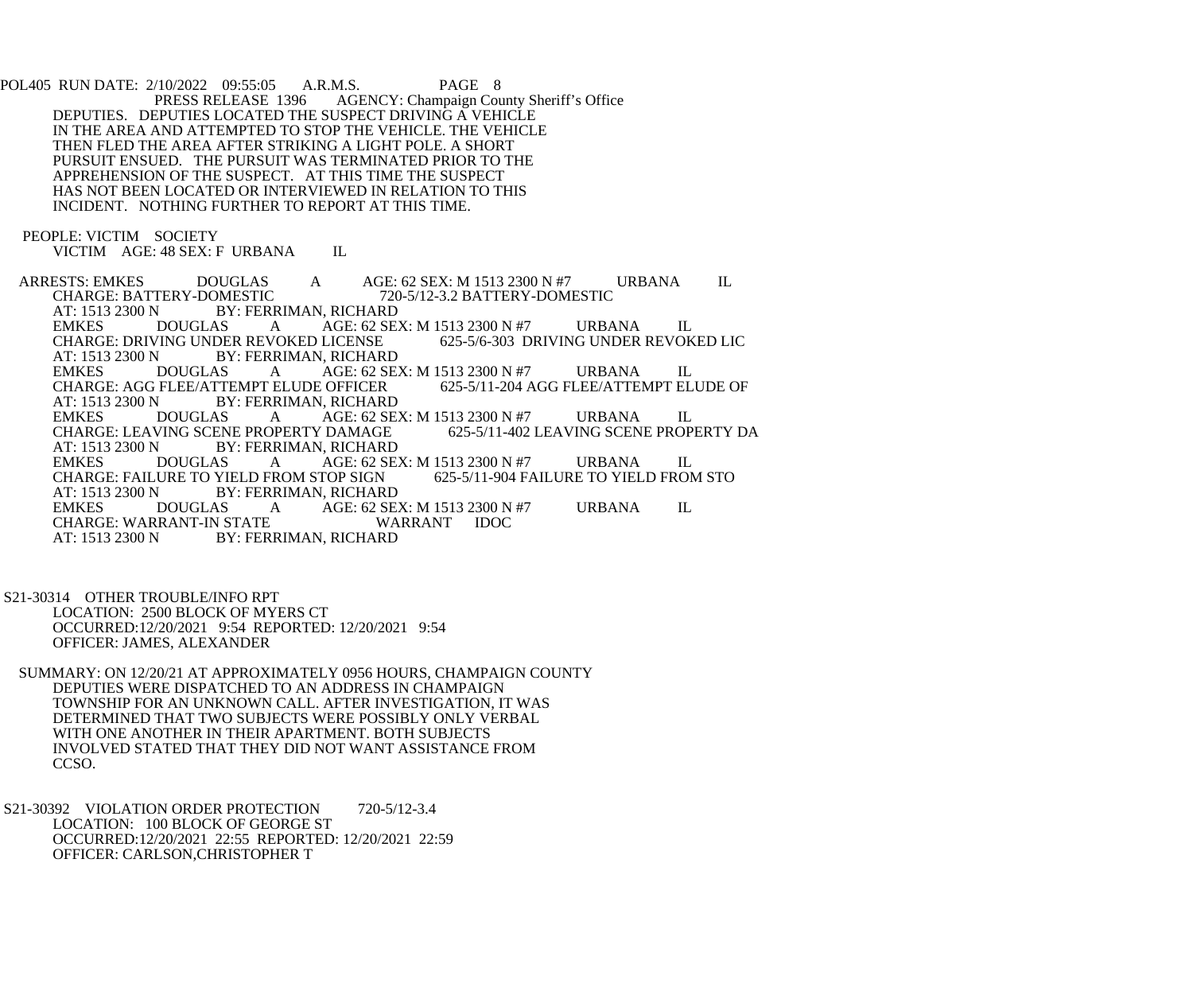DEPUTIES. DEPUTIES LOCATED THE SUSPECT DRIVING A VEHICLE IN THE AREA AND ATTEMPTED TO STOP THE VEHICLE. THE VEHICLE THEN FLED THE AREA AFTER STRIKING A LIGHT POLE. A SHORT PURSUIT ENSUED. THE PURSUIT WAS TERMINATED PRIOR TO THE APPREHENSION OF THE SUSPECT. AT THIS TIME THE SUSPECT HAS NOT BEEN LOCATED OR INTERVIEWED IN RELATION TO THIS INCIDENT. NOTHING FURTHER TO REPORT AT THIS TIME.

PEOPLE: VICTIM SOCIETY
VICTIM AGE: 48 SEX: F URBANA IL

ARRESTS: EMKES DOUGLAS A AGE: 62 SEX: M 1513 2300 N #7 URBANA IL
CHARGE: BATTERY-DOMESTIC 720-5/12-3.2 BATTERY-DOMESTIC
AT: 1513 2300 N BY: FERRIMAN, RICHARD
EMKES DOUGLAS A AGE: 62 SEX: M 1513 2300 N #7 URBANA IL
CHARGE: DRIVING UNDER REVOKED LICENSE 625-5/6-303 DRIVING UNDER REVOKED LIC
AT: 1513 2300 N BY: FERRIMAN, RICHARD
EMKES DOUGLAS A AGE: 62 SEX: M 1513 2300 N #7 URBANA IL
CHARGE: AGG FLEE/ATTEMPT ELUDE OFFICER 625-5/11-204 AGG FLEE/ATTEMPT ELUDE OF
AT: 1513 2300 N BY: FERRIMAN, RICHARD
EMKES DOUGLAS A AGE: 62 SEX: M 1513 2300 N #7 URBANA IL
CHARGE: LEAVING SCENE PROPERTY DAMAGE 625-5/11-402 LEAVING SCENE PROPERTY DA
AT: 1513 2300 N BY: FERRIMAN, RICHARD
EMKES DOUGLAS A AGE: 62 SEX: M 1513 2300 N #7 URBANA IL
CHARGE: FAILURE TO YIELD FROM STOP SIGN 625-5/11-904 FAILURE TO YIELD FROM STO
AT: 1513 2300 N BY: FERRIMAN, RICHARD
EMKES DOUGLAS A AGE: 62 SEX: M 1513 2300 N #7 URBANA IL
CHARGE: WARRANT-IN STATE WARRANT IDOC
AT: 1513 2300 N BY: FERRIMAN, RICHARD

S21-30314 OTHER TROUBLE/INFO RPT
LOCATION: 2500 BLOCK OF MYERS CT
OCCURRED:12/20/2021 9:54 REPORTED: 12/20/2021 9:54
OFFICER: JAMES, ALEXANDER

SUMMARY: ON 12/20/21 AT APPROXIMATELY 0956 HOURS, CHAMPAIGN COUNTY DEPUTIES WERE DISPATCHED TO AN ADDRESS IN CHAMPAIGN TOWNSHIP FOR AN UNKNOWN CALL. AFTER INVESTIGATION, IT WAS DETERMINED THAT TWO SUBJECTS WERE POSSIBLY ONLY VERBAL WITH ONE ANOTHER IN THEIR APARTMENT. BOTH SUBJECTS INVOLVED STATED THAT THEY DID NOT WANT ASSISTANCE FROM CCSO.

S21-30392 VIOLATION ORDER PROTECTION 720-5/12-3.4
LOCATION: 100 BLOCK OF GEORGE ST
OCCURRED:12/20/2021 22:55 REPORTED: 12/20/2021 22:59
OFFICER: CARLSON,CHRISTOPHER T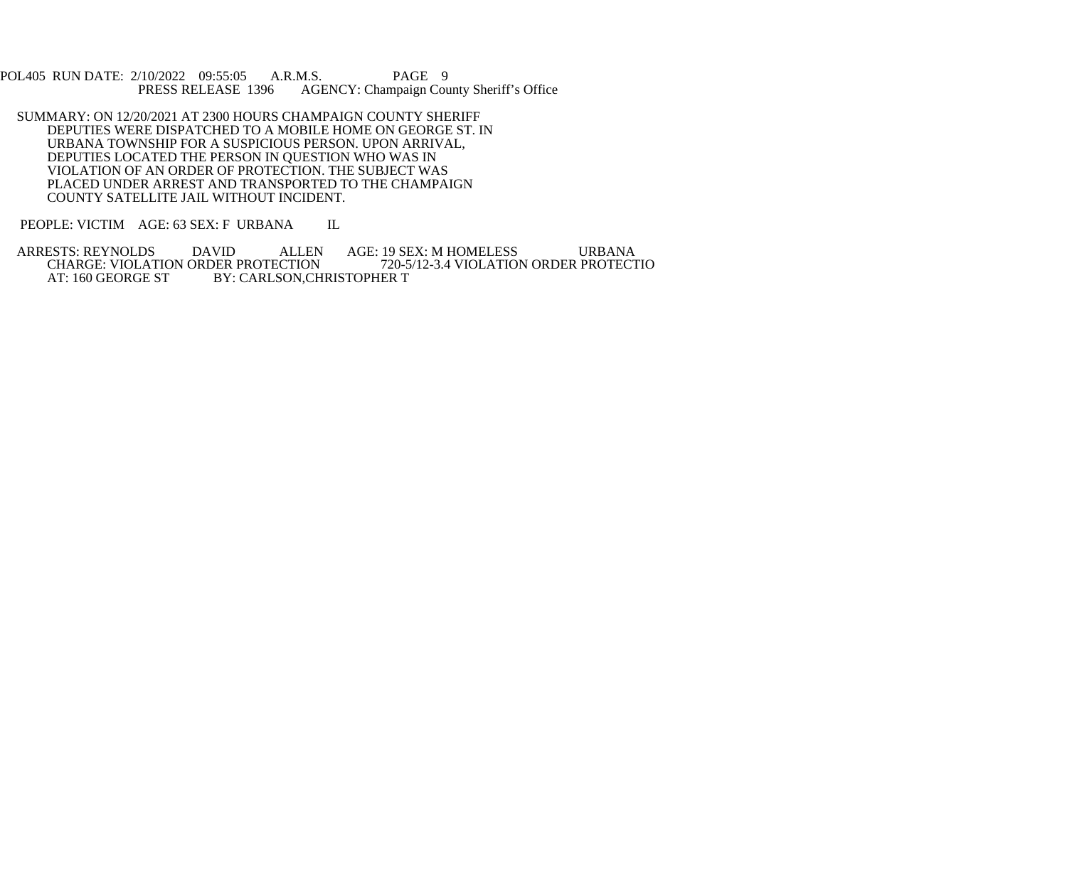SUMMARY: ON 12/20/2021 AT 2300 HOURS CHAMPAIGN COUNTY SHERIFF DEPUTIES WERE DISPATCHED TO A MOBILE HOME ON GEORGE ST. IN URBANA TOWNSHIP FOR A SUSPICIOUS PERSON. UPON ARRIVAL, DEPUTIES LOCATED THE PERSON IN QUESTION WHO WAS IN VIOLATION OF AN ORDER OF PROTECTION. THE SUBJECT WAS PLACED UNDER ARREST AND TRANSPORTED TO THE CHAMPAIGN COUNTY SATELLITE JAIL WITHOUT INCIDENT.

PEOPLE: VICTIM AGE: 63 SEX: F URBANA IL

ARRESTS: REYNOLDS DAVID ALLEN AGE: 19 SEX: M HOMELESS URBANA
CHARGE: VIOLATION ORDER PROTECTION 720-5/12-3.4 VIOLATION ORDER PROTECTIO
AT: 160 GEORGE ST BY: CARLSON,CHRISTOPHER T